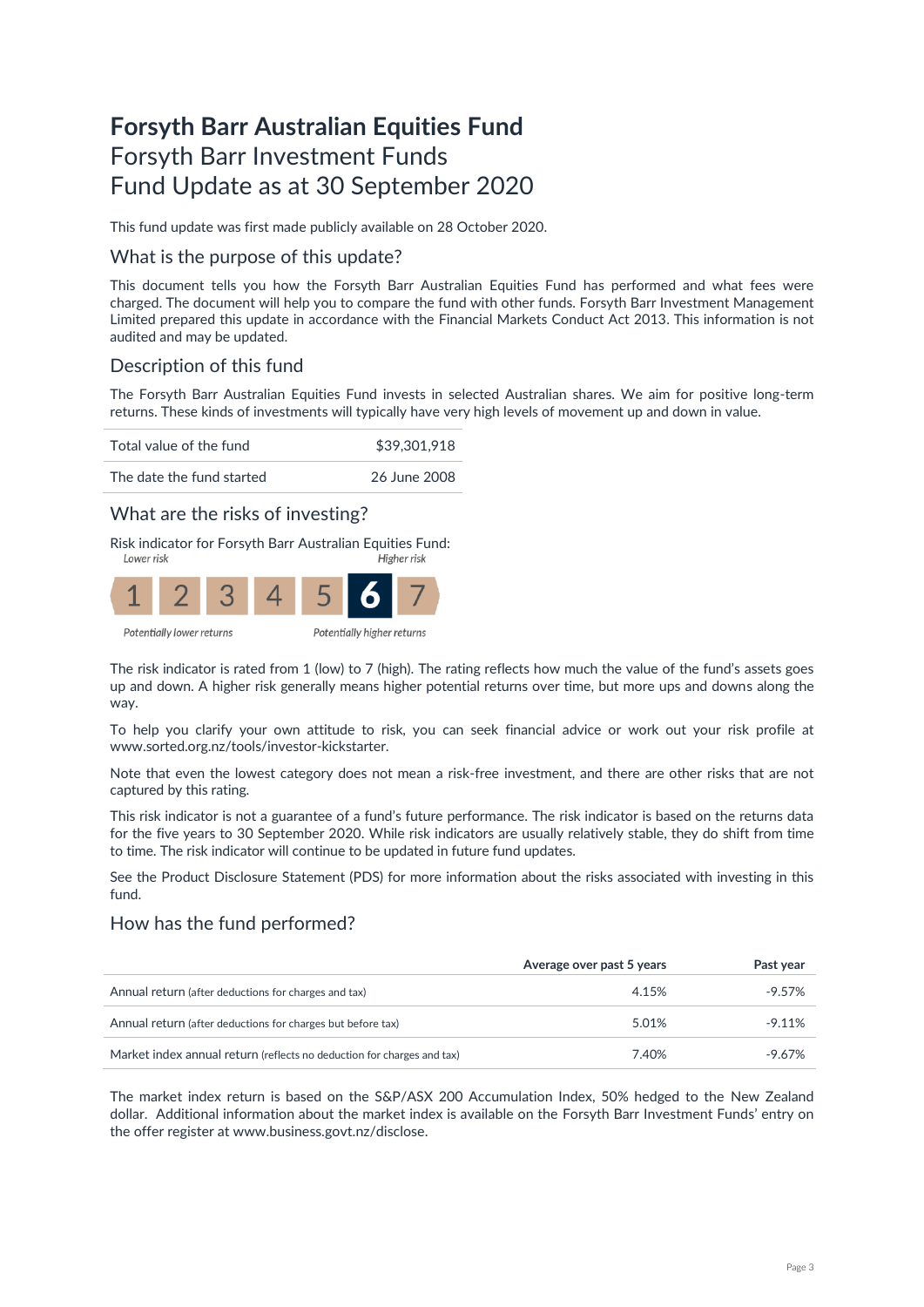# Forsyth Barr Australian Equities Fund

Forsyth Barr Investment Funds

Fund Update as at 30 September 2020

This fund update was first made publicly available on 28 October 2020.

## What is the purpose of this update?

This document tells you how the Forsyth Barr Australian Equities Fund has performed and what fees were charged. The document will help you to compare the fund with other funds. Forsyth Barr Investment Management Limited prepared this update in accordance with the Financial Markets Conduct Act 2013. This information is not audited and may be updated.

## Description of this fund

The Forsyth Barr Australian Equities Fund invests in selected Australian shares. We aim for positive long-term returns. These kinds of investments will typically have very high levels of movement up and down in value.

| | |
|---|---|
| Total value of the fund | $39,301,918 |
| The date the fund started | 26 June 2008 |

## What are the risks of investing?

Risk indicator for Forsyth Barr Australian Equities Fund:

*Lower risk* — *Higher risk*

| 1 | 2 | 3 | 4 | 5 | **6** | 7 |
|---|---|---|---|---|---|---|

*Potentially lower returns* — *Potentially higher returns*

The risk indicator is rated from 1 (low) to 7 (high). The rating reflects how much the value of the fund's assets goes up and down. A higher risk generally means higher potential returns over time, but more ups and downs along the way.

To help you clarify your own attitude to risk, you can seek financial advice or work out your risk profile at www.sorted.org.nz/tools/investor-kickstarter.

Note that even the lowest category does not mean a risk-free investment, and there are other risks that are not captured by this rating.

This risk indicator is not a guarantee of a fund's future performance. The risk indicator is based on the returns data for the five years to 30 September 2020. While risk indicators are usually relatively stable, they do shift from time to time. The risk indicator will continue to be updated in future fund updates.

See the Product Disclosure Statement (PDS) for more information about the risks associated with investing in this fund.

## How has the fund performed?

| | Average over past 5 years | Past year |
|---|---|---|
| Annual return (after deductions for charges and tax) | 4.15% | -9.57% |
| Annual return (after deductions for charges but before tax) | 5.01% | -9.11% |
| Market index annual return (reflects no deduction for charges and tax) | 7.40% | -9.67% |

The market index return is based on the S&P/ASX 200 Accumulation Index, 50% hedged to the New Zealand dollar. Additional information about the market index is available on the Forsyth Barr Investment Funds' entry on the offer register at www.business.govt.nz/disclose.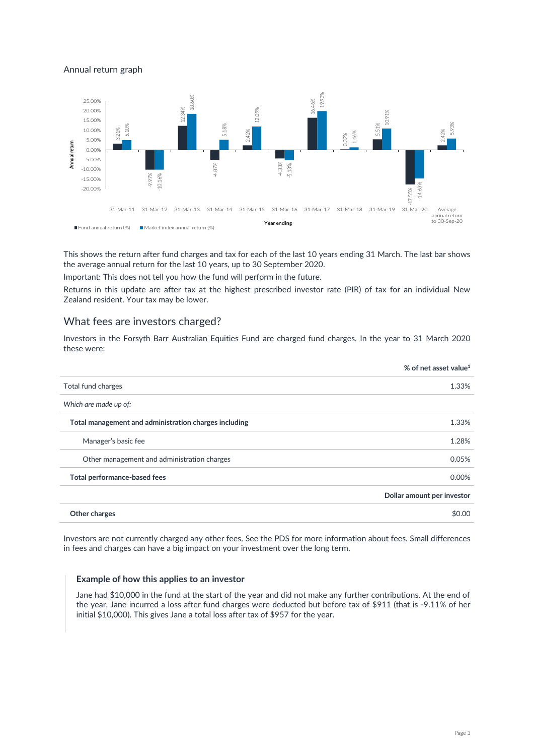Annual return graph

| Year ending | Fund annual return (%) | Market index annual return (%) |
|---|---|---|
| 31-Mar-11 | 3.21% | 5.10% |
| 31-Mar-12 | -9.97% | -10.16% |
| 31-Mar-13 | 12.34% | 18.60% |
| 31-Mar-14 | -4.87% | 5.18% |
| 31-Mar-15 | 2.42% | 12.09% |
| 31-Mar-16 | -4.33% | -5.13% |
| 31-Mar-17 | 16.46% | 19.93% |
| 31-Mar-18 | 0.32% | 1.46% |
| 31-Mar-19 | 5.51% | 10.91% |
| 31-Mar-20 | -17.55% | -14.63% |
| Average annual return to 30-Sep-20 | 2.42% | 5.93% |

This shows the return after fund charges and tax for each of the last 10 years ending 31 March. The last bar shows the average annual return for the last 10 years, up to 30 September 2020.

Important: This does not tell you how the fund will perform in the future.

Returns in this update are after tax at the highest prescribed investor rate (PIR) of tax for an individual New Zealand resident. Your tax may be lower.

## What fees are investors charged?

Investors in the Forsyth Barr Australian Equities Fund are charged fund charges. In the year to 31 March 2020 these were:

| | % of net asset value[1] |
|---|---|
| Total fund charges | 1.33% |
| *Which are made up of:* | |
| **Total management and administration charges including** | 1.33% |
| Manager's basic fee | 1.28% |
| Other management and administration charges | 0.05% |
| **Total performance-based fees** | 0.00% |
| | **Dollar amount per investor** |
| **Other charges** | $0.00 |

Investors are not currently charged any other fees. See the PDS for more information about fees. Small differences in fees and charges can have a big impact on your investment over the long term.

### Example of how this applies to an investor

Jane had $10,000 in the fund at the start of the year and did not make any further contributions. At the end of the year, Jane incurred a loss after fund charges were deducted but before tax of $911 (that is -9.11% of her initial $10,000). This gives Jane a total loss after tax of $957 for the year.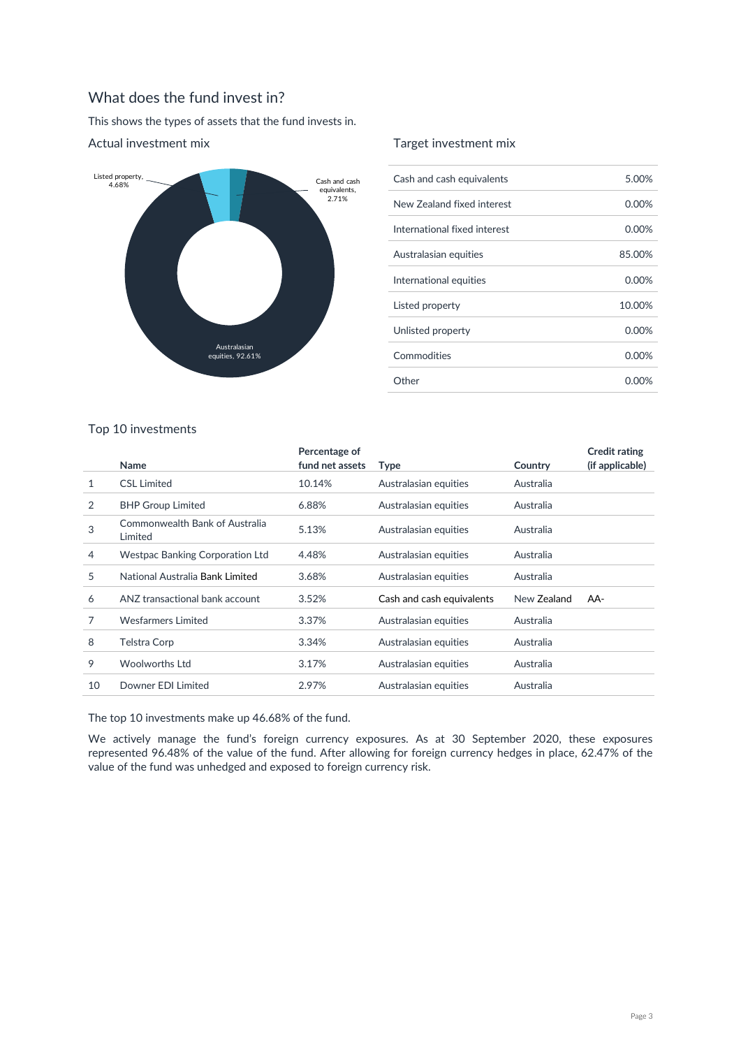## What does the fund invest in?

This shows the types of assets that the fund invests in.

### Actual investment mix

Listed property, 4.68%

Cash and cash equivalents, 2.71%

Australasian equities, 92.61%

### Target investment mix

| | |
|---|---|
| Cash and cash equivalents | 5.00% |
| New Zealand fixed interest | 0.00% |
| International fixed interest | 0.00% |
| Australasian equities | 85.00% |
| International equities | 0.00% |
| Listed property | 10.00% |
| Unlisted property | 0.00% |
| Commodities | 0.00% |
| Other | 0.00% |

### Top 10 investments

| | Name | Percentage of fund net assets | Type | Country | Credit rating (if applicable) |
|---|---|---|---|---|---|
| 1 | CSL Limited | 10.14% | Australasian equities | Australia | |
| 2 | BHP Group Limited | 6.88% | Australasian equities | Australia | |
| 3 | Commonwealth Bank of Australia Limited | 5.13% | Australasian equities | Australia | |
| 4 | Westpac Banking Corporation Ltd | 4.48% | Australasian equities | Australia | |
| 5 | National Australia Bank Limited | 3.68% | Australasian equities | Australia | |
| 6 | ANZ transactional bank account | 3.52% | Cash and cash equivalents | New Zealand | AA- |
| 7 | Wesfarmers Limited | 3.37% | Australasian equities | Australia | |
| 8 | Telstra Corp | 3.34% | Australasian equities | Australia | |
| 9 | Woolworths Ltd | 3.17% | Australasian equities | Australia | |
| 10 | Downer EDI Limited | 2.97% | Australasian equities | Australia | |

The top 10 investments make up 46.68% of the fund.

We actively manage the fund's foreign currency exposures. As at 30 September 2020, these exposures represented 96.48% of the value of the fund. After allowing for foreign currency hedges in place, 62.47% of the value of the fund was unhedged and exposed to foreign currency risk.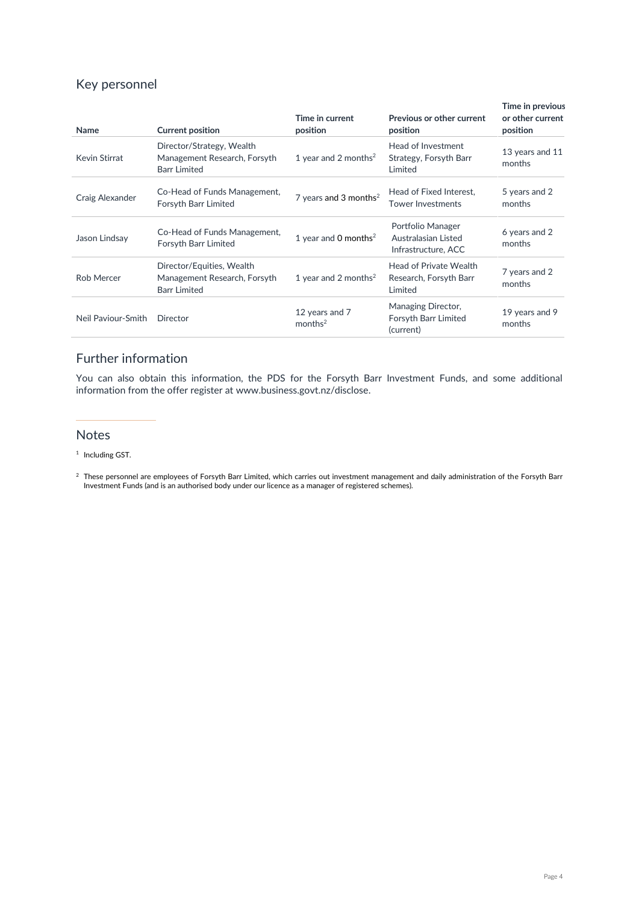## Key personnel

| Name | Current position | Time in current position | Previous or other current position | Time in previous or other current position |
|---|---|---|---|---|
| Kevin Stirrat | Director/Strategy, Wealth Management Research, Forsyth Barr Limited | 1 year and 2 months[2] | Head of Investment Strategy, Forsyth Barr Limited | 13 years and 11 months |
| Craig Alexander | Co-Head of Funds Management, Forsyth Barr Limited | 7 years and 3 months[2] | Head of Fixed Interest, Tower Investments | 5 years and 2 months |
| Jason Lindsay | Co-Head of Funds Management, Forsyth Barr Limited | 1 year and 0 months[2] | Portfolio Manager Australasian Listed Infrastructure, ACC | 6 years and 2 months |
| Rob Mercer | Director/Equities, Wealth Management Research, Forsyth Barr Limited | 1 year and 2 months[2] | Head of Private Wealth Research, Forsyth Barr Limited | 7 years and 2 months |
| Neil Paviour-Smith | Director | 12 years and 7 months[2] | Managing Director, Forsyth Barr Limited (current) | 19 years and 9 months |

## Further information

You can also obtain this information, the PDS for the Forsyth Barr Investment Funds, and some additional information from the offer register at www.business.govt.nz/disclose.

## Notes

[1] Including GST.

[2] These personnel are employees of Forsyth Barr Limited, which carries out investment management and daily administration of the Forsyth Barr Investment Funds (and is an authorised body under our licence as a manager of registered schemes).